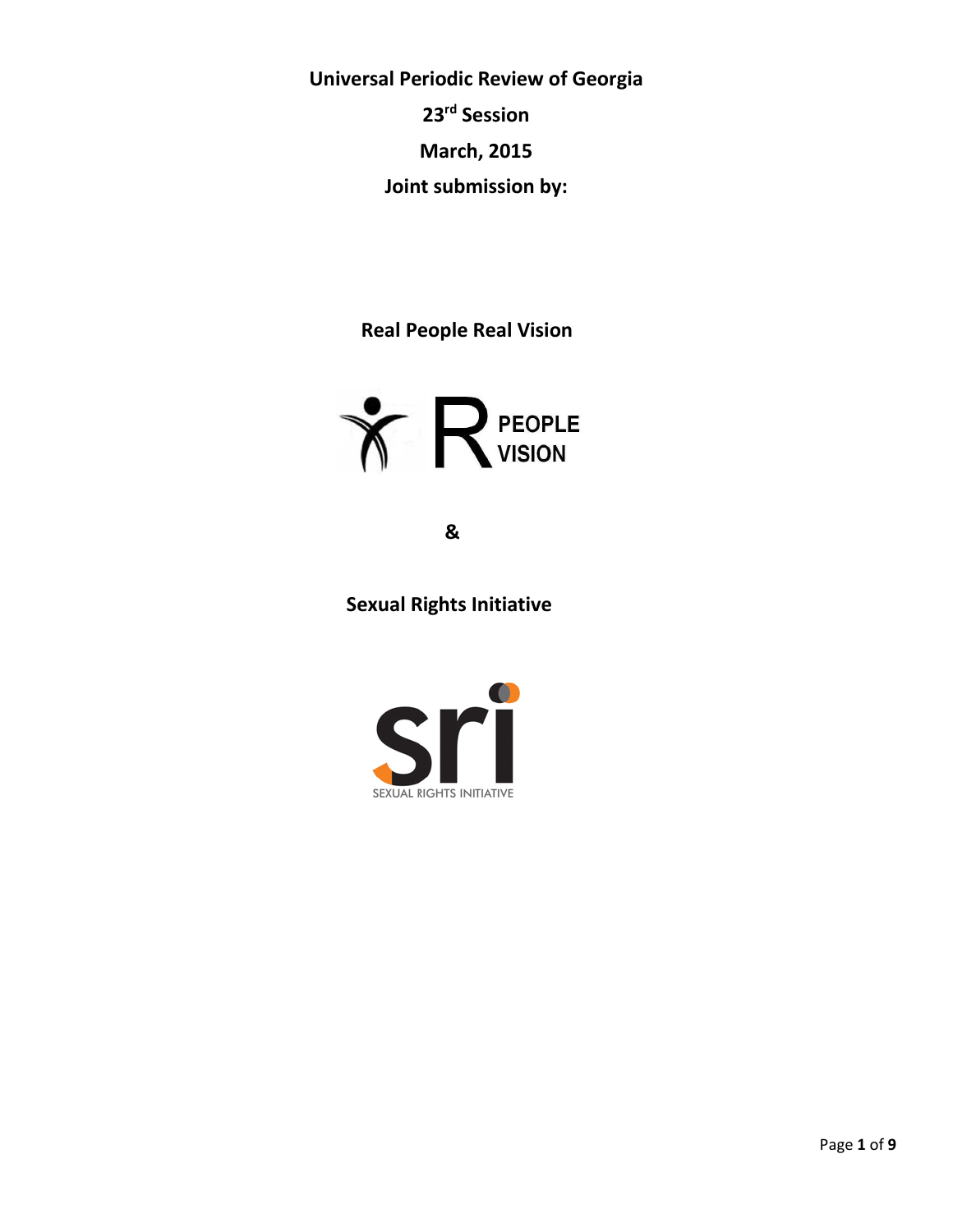**Universal Periodic Review of Georgia**

**23rd Session**

**March, 2015**

**Joint submission by:**

**Real People Real Vision**

R PEOPLE VISION

**&**

**Sexual Rights Initiative**

sri

SEXUAL RIGHTS INITIATIVE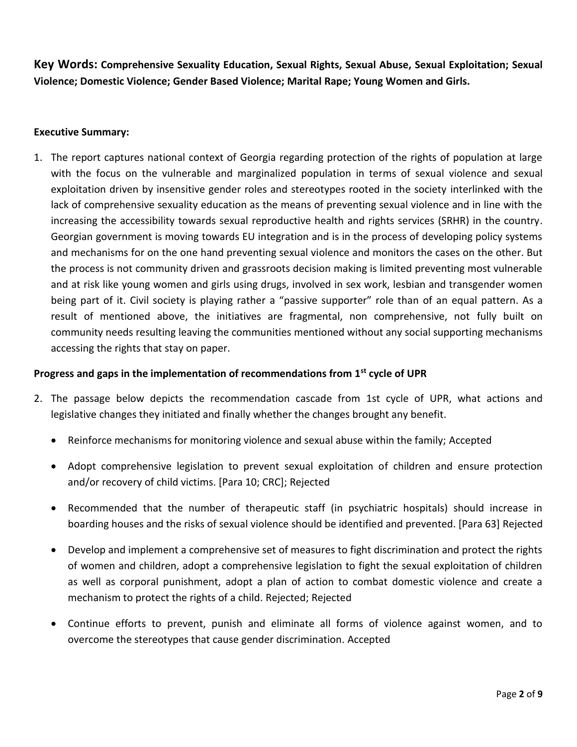**Key Words: Comprehensive Sexuality Education, Sexual Rights, Sexual Abuse, Sexual Exploitation; Sexual Violence; Domestic Violence; Gender Based Violence; Marital Rape; Young Women and Girls.**

**Executive Summary:**

1. The report captures national context of Georgia regarding protection of the rights of population at large with the focus on the vulnerable and marginalized population in terms of sexual violence and sexual exploitation driven by insensitive gender roles and stereotypes rooted in the society interlinked with the lack of comprehensive sexuality education as the means of preventing sexual violence and in line with the increasing the accessibility towards sexual reproductive health and rights services (SRHR) in the country. Georgian government is moving towards EU integration and is in the process of developing policy systems and mechanisms for on the one hand preventing sexual violence and monitors the cases on the other. But the process is not community driven and grassroots decision making is limited preventing most vulnerable and at risk like young women and girls using drugs, involved in sex work, lesbian and transgender women being part of it. Civil society is playing rather a "passive supporter" role than of an equal pattern. As a result of mentioned above, the initiatives are fragmental, non comprehensive, not fully built on community needs resulting leaving the communities mentioned without any social supporting mechanisms accessing the rights that stay on paper.

**Progress and gaps in the implementation of recommendations from 1st cycle of UPR**

2. The passage below depicts the recommendation cascade from 1st cycle of UPR, what actions and legislative changes they initiated and finally whether the changes brought any benefit.

   - Reinforce mechanisms for monitoring violence and sexual abuse within the family; Accepted
   - Adopt comprehensive legislation to prevent sexual exploitation of children and ensure protection and/or recovery of child victims. [Para 10; CRC]; Rejected
   - Recommended that the number of therapeutic staff (in psychiatric hospitals) should increase in boarding houses and the risks of sexual violence should be identified and prevented. [Para 63] Rejected
   - Develop and implement a comprehensive set of measures to fight discrimination and protect the rights of women and children, adopt a comprehensive legislation to fight the sexual exploitation of children as well as corporal punishment, adopt a plan of action to combat domestic violence and create a mechanism to protect the rights of a child. Rejected; Rejected
   - Continue efforts to prevent, punish and eliminate all forms of violence against women, and to overcome the stereotypes that cause gender discrimination. Accepted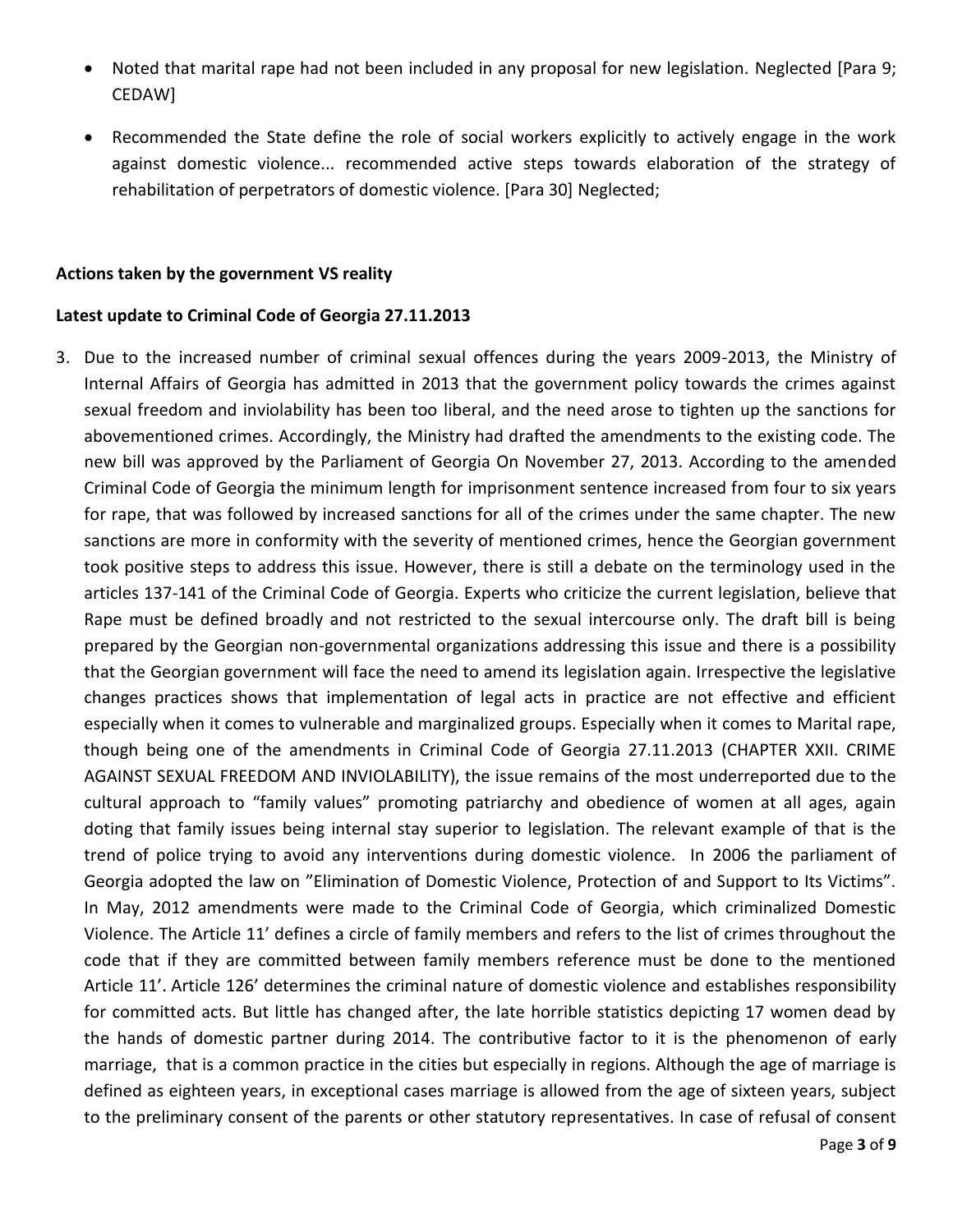- Noted that marital rape had not been included in any proposal for new legislation. Neglected [Para 9; CEDAW]

- Recommended the State define the role of social workers explicitly to actively engage in the work against domestic violence... recommended active steps towards elaboration of the strategy of rehabilitation of perpetrators of domestic violence. [Para 30] Neglected;

**Actions taken by the government VS reality**

**Latest update to Criminal Code of Georgia 27.11.2013**

3. Due to the increased number of criminal sexual offences during the years 2009-2013, the Ministry of Internal Affairs of Georgia has admitted in 2013 that the government policy towards the crimes against sexual freedom and inviolability has been too liberal, and the need arose to tighten up the sanctions for abovementioned crimes. Accordingly, the Ministry had drafted the amendments to the existing code. The new bill was approved by the Parliament of Georgia On November 27, 2013. According to the amended Criminal Code of Georgia the minimum length for imprisonment sentence increased from four to six years for rape, that was followed by increased sanctions for all of the crimes under the same chapter. The new sanctions are more in conformity with the severity of mentioned crimes, hence the Georgian government took positive steps to address this issue. However, there is still a debate on the terminology used in the articles 137-141 of the Criminal Code of Georgia. Experts who criticize the current legislation, believe that Rape must be defined broadly and not restricted to the sexual intercourse only. The draft bill is being prepared by the Georgian non-governmental organizations addressing this issue and there is a possibility that the Georgian government will face the need to amend its legislation again. Irrespective the legislative changes practices shows that implementation of legal acts in practice are not effective and efficient especially when it comes to vulnerable and marginalized groups. Especially when it comes to Marital rape, though being one of the amendments in Criminal Code of Georgia 27.11.2013 (CHAPTER XXII. CRIME AGAINST SEXUAL FREEDOM AND INVIOLABILITY), the issue remains of the most underreported due to the cultural approach to "family values" promoting patriarchy and obedience of women at all ages, again doting that family issues being internal stay superior to legislation. The relevant example of that is the trend of police trying to avoid any interventions during domestic violence. In 2006 the parliament of Georgia adopted the law on "Elimination of Domestic Violence, Protection of and Support to Its Victims". In May, 2012 amendments were made to the Criminal Code of Georgia, which criminalized Domestic Violence. The Article 11' defines a circle of family members and refers to the list of crimes throughout the code that if they are committed between family members reference must be done to the mentioned Article 11'. Article 126' determines the criminal nature of domestic violence and establishes responsibility for committed acts. But little has changed after, the late horrible statistics depicting 17 women dead by the hands of domestic partner during 2014. The contributive factor to it is the phenomenon of early marriage, that is a common practice in the cities but especially in regions. Although the age of marriage is defined as eighteen years, in exceptional cases marriage is allowed from the age of sixteen years, subject to the preliminary consent of the parents or other statutory representatives. In case of refusal of consent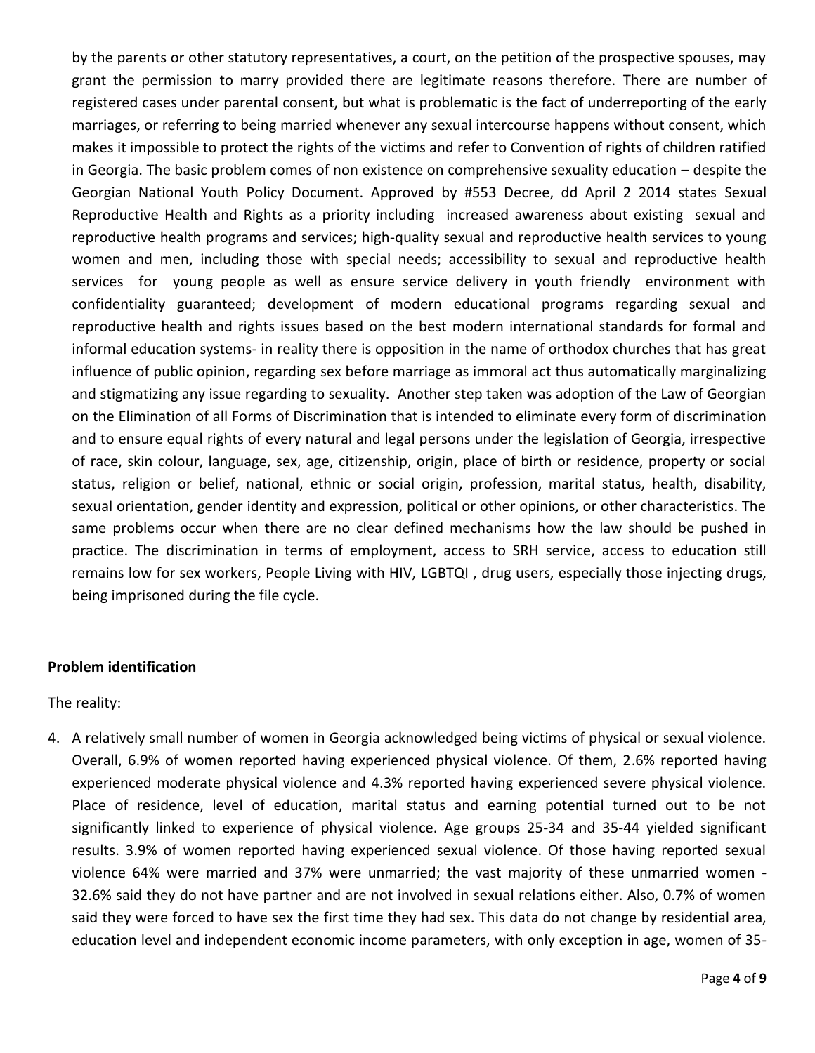by the parents or other statutory representatives, a court, on the petition of the prospective spouses, may grant the permission to marry provided there are legitimate reasons therefore. There are number of registered cases under parental consent, but what is problematic is the fact of underreporting of the early marriages, or referring to being married whenever any sexual intercourse happens without consent, which makes it impossible to protect the rights of the victims and refer to Convention of rights of children ratified in Georgia. The basic problem comes of non existence on comprehensive sexuality education – despite the Georgian National Youth Policy Document. Approved by #553 Decree, dd April 2 2014 states Sexual Reproductive Health and Rights as a priority including increased awareness about existing sexual and reproductive health programs and services; high-quality sexual and reproductive health services to young women and men, including those with special needs; accessibility to sexual and reproductive health services for young people as well as ensure service delivery in youth friendly environment with confidentiality guaranteed; development of modern educational programs regarding sexual and reproductive health and rights issues based on the best modern international standards for formal and informal education systems- in reality there is opposition in the name of orthodox churches that has great influence of public opinion, regarding sex before marriage as immoral act thus automatically marginalizing and stigmatizing any issue regarding to sexuality. Another step taken was adoption of the Law of Georgian on the Elimination of all Forms of Discrimination that is intended to eliminate every form of discrimination and to ensure equal rights of every natural and legal persons under the legislation of Georgia, irrespective of race, skin colour, language, sex, age, citizenship, origin, place of birth or residence, property or social status, religion or belief, national, ethnic or social origin, profession, marital status, health, disability, sexual orientation, gender identity and expression, political or other opinions, or other characteristics. The same problems occur when there are no clear defined mechanisms how the law should be pushed in practice. The discrimination in terms of employment, access to SRH service, access to education still remains low for sex workers, People Living with HIV, LGBTQI , drug users, especially those injecting drugs, being imprisoned during the file cycle.

**Problem identification**

The reality:

4. A relatively small number of women in Georgia acknowledged being victims of physical or sexual violence. Overall, 6.9% of women reported having experienced physical violence. Of them, 2.6% reported having experienced moderate physical violence and 4.3% reported having experienced severe physical violence. Place of residence, level of education, marital status and earning potential turned out to be not significantly linked to experience of physical violence. Age groups 25-34 and 35-44 yielded significant results. 3.9% of women reported having experienced sexual violence. Of those having reported sexual violence 64% were married and 37% were unmarried; the vast majority of these unmarried women - 32.6% said they do not have partner and are not involved in sexual relations either. Also, 0.7% of women said they were forced to have sex the first time they had sex. This data do not change by residential area, education level and independent economic income parameters, with only exception in age, women of 35-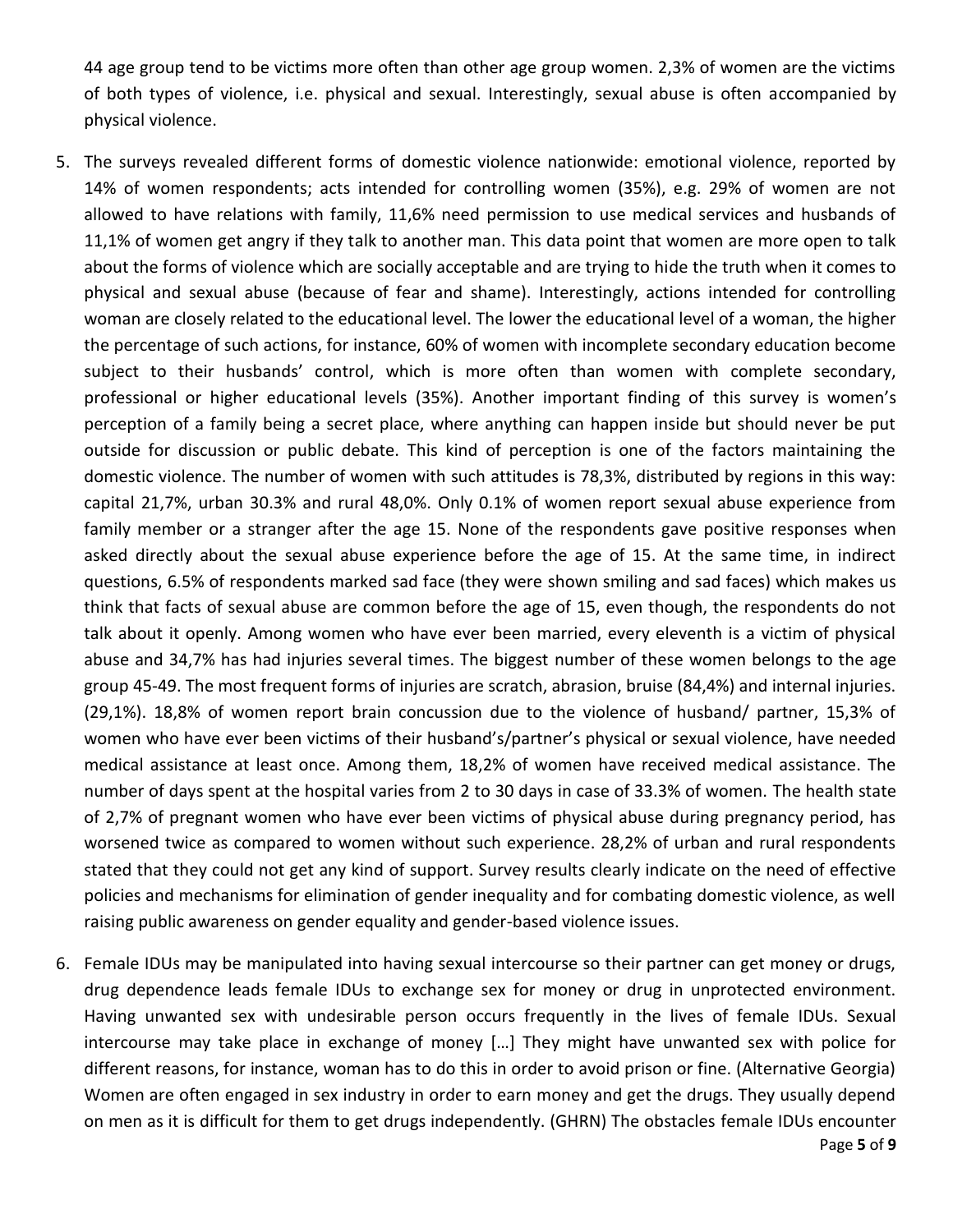44 age group tend to be victims more often than other age group women. 2,3% of women are the victims of both types of violence, i.e. physical and sexual. Interestingly, sexual abuse is often accompanied by physical violence.

5. The surveys revealed different forms of domestic violence nationwide: emotional violence, reported by 14% of women respondents; acts intended for controlling women (35%), e.g. 29% of women are not allowed to have relations with family, 11,6% need permission to use medical services and husbands of 11,1% of women get angry if they talk to another man. This data point that women are more open to talk about the forms of violence which are socially acceptable and are trying to hide the truth when it comes to physical and sexual abuse (because of fear and shame). Interestingly, actions intended for controlling woman are closely related to the educational level. The lower the educational level of a woman, the higher the percentage of such actions, for instance, 60% of women with incomplete secondary education become subject to their husbands' control, which is more often than women with complete secondary, professional or higher educational levels (35%). Another important finding of this survey is women's perception of a family being a secret place, where anything can happen inside but should never be put outside for discussion or public debate. This kind of perception is one of the factors maintaining the domestic violence. The number of women with such attitudes is 78,3%, distributed by regions in this way: capital 21,7%, urban 30.3% and rural 48,0%. Only 0.1% of women report sexual abuse experience from family member or a stranger after the age 15. None of the respondents gave positive responses when asked directly about the sexual abuse experience before the age of 15. At the same time, in indirect questions, 6.5% of respondents marked sad face (they were shown smiling and sad faces) which makes us think that facts of sexual abuse are common before the age of 15, even though, the respondents do not talk about it openly. Among women who have ever been married, every eleventh is a victim of physical abuse and 34,7% has had injuries several times. The biggest number of these women belongs to the age group 45-49. The most frequent forms of injuries are scratch, abrasion, bruise (84,4%) and internal injuries. (29,1%). 18,8% of women report brain concussion due to the violence of husband/ partner, 15,3% of women who have ever been victims of their husband's/partner's physical or sexual violence, have needed medical assistance at least once. Among them, 18,2% of women have received medical assistance. The number of days spent at the hospital varies from 2 to 30 days in case of 33.3% of women. The health state of 2,7% of pregnant women who have ever been victims of physical abuse during pregnancy period, has worsened twice as compared to women without such experience. 28,2% of urban and rural respondents stated that they could not get any kind of support. Survey results clearly indicate on the need of effective policies and mechanisms for elimination of gender inequality and for combating domestic violence, as well raising public awareness on gender equality and gender-based violence issues.

6. Female IDUs may be manipulated into having sexual intercourse so their partner can get money or drugs, drug dependence leads female IDUs to exchange sex for money or drug in unprotected environment. Having unwanted sex with undesirable person occurs frequently in the lives of female IDUs. Sexual intercourse may take place in exchange of money […] They might have unwanted sex with police for different reasons, for instance, woman has to do this in order to avoid prison or fine. (Alternative Georgia) Women are often engaged in sex industry in order to earn money and get the drugs. They usually depend on men as it is difficult for them to get drugs independently. (GHRN) The obstacles female IDUs encounter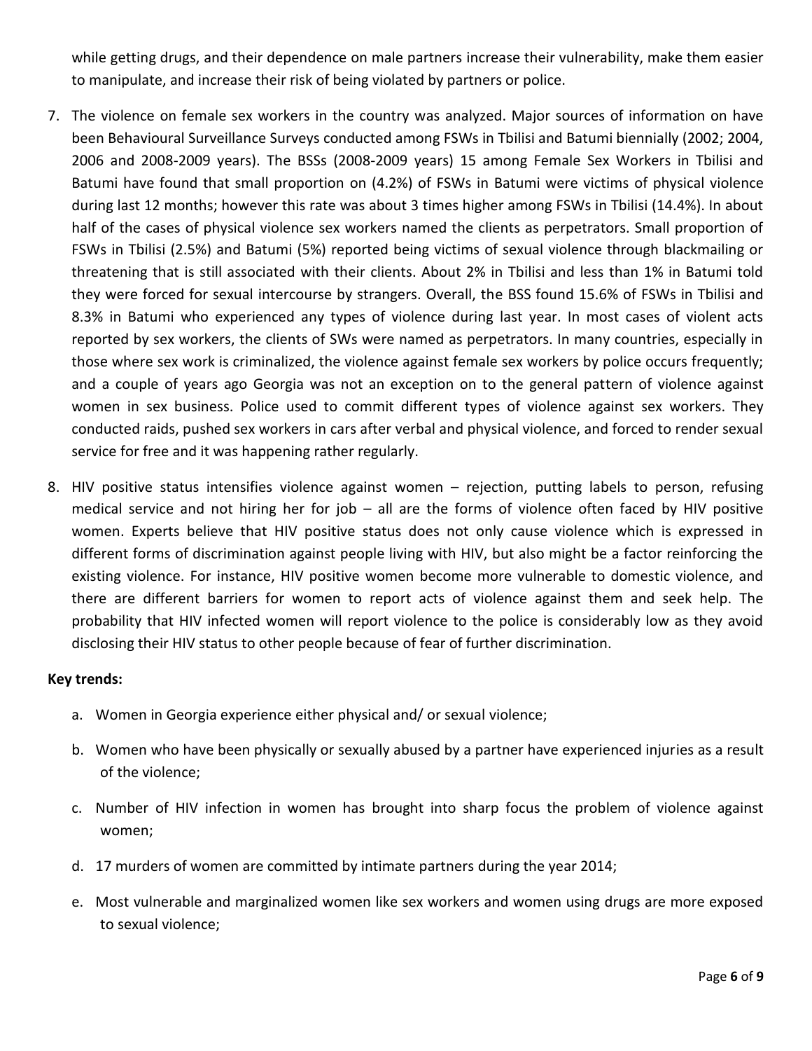while getting drugs, and their dependence on male partners increase their vulnerability, make them easier to manipulate, and increase their risk of being violated by partners or police.

7. The violence on female sex workers in the country was analyzed. Major sources of information on have been Behavioural Surveillance Surveys conducted among FSWs in Tbilisi and Batumi biennially (2002; 2004, 2006 and 2008-2009 years). The BSSs (2008-2009 years) 15 among Female Sex Workers in Tbilisi and Batumi have found that small proportion on (4.2%) of FSWs in Batumi were victims of physical violence during last 12 months; however this rate was about 3 times higher among FSWs in Tbilisi (14.4%). In about half of the cases of physical violence sex workers named the clients as perpetrators. Small proportion of FSWs in Tbilisi (2.5%) and Batumi (5%) reported being victims of sexual violence through blackmailing or threatening that is still associated with their clients. About 2% in Tbilisi and less than 1% in Batumi told they were forced for sexual intercourse by strangers. Overall, the BSS found 15.6% of FSWs in Tbilisi and 8.3% in Batumi who experienced any types of violence during last year. In most cases of violent acts reported by sex workers, the clients of SWs were named as perpetrators. In many countries, especially in those where sex work is criminalized, the violence against female sex workers by police occurs frequently; and a couple of years ago Georgia was not an exception on to the general pattern of violence against women in sex business. Police used to commit different types of violence against sex workers. They conducted raids, pushed sex workers in cars after verbal and physical violence, and forced to render sexual service for free and it was happening rather regularly.

8. HIV positive status intensifies violence against women – rejection, putting labels to person, refusing medical service and not hiring her for job – all are the forms of violence often faced by HIV positive women. Experts believe that HIV positive status does not only cause violence which is expressed in different forms of discrimination against people living with HIV, but also might be a factor reinforcing the existing violence. For instance, HIV positive women become more vulnerable to domestic violence, and there are different barriers for women to report acts of violence against them and seek help. The probability that HIV infected women will report violence to the police is considerably low as they avoid disclosing their HIV status to other people because of fear of further discrimination.

**Key trends:**

a. Women in Georgia experience either physical and/ or sexual violence;

b. Women who have been physically or sexually abused by a partner have experienced injuries as a result of the violence;

c. Number of HIV infection in women has brought into sharp focus the problem of violence against women;

d. 17 murders of women are committed by intimate partners during the year 2014;

e. Most vulnerable and marginalized women like sex workers and women using drugs are more exposed to sexual violence;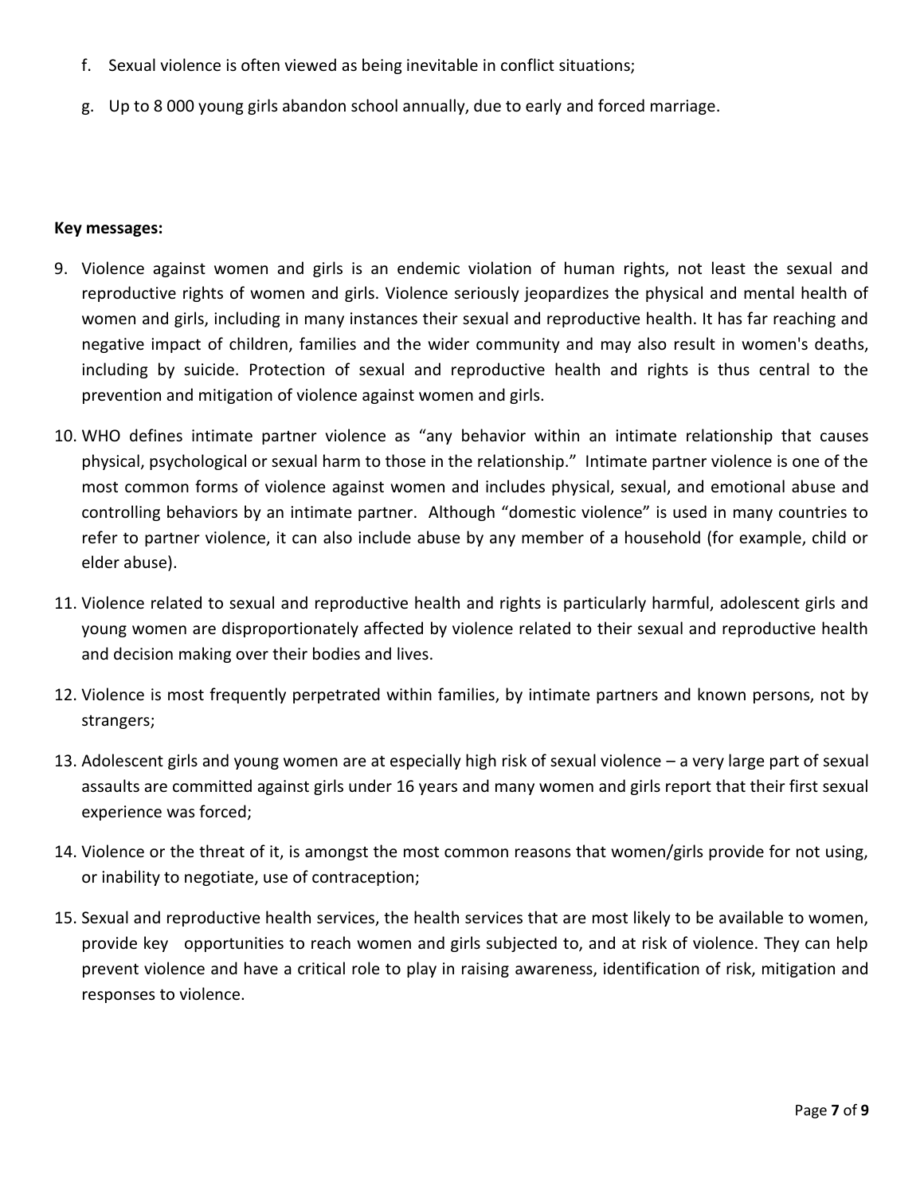f. Sexual violence is often viewed as being inevitable in conflict situations;

g. Up to 8 000 young girls abandon school annually, due to early and forced marriage.

**Key messages:**

9. Violence against women and girls is an endemic violation of human rights, not least the sexual and reproductive rights of women and girls. Violence seriously jeopardizes the physical and mental health of women and girls, including in many instances their sexual and reproductive health. It has far reaching and negative impact of children, families and the wider community and may also result in women's deaths, including by suicide. Protection of sexual and reproductive health and rights is thus central to the prevention and mitigation of violence against women and girls.

10. WHO defines intimate partner violence as "any behavior within an intimate relationship that causes physical, psychological or sexual harm to those in the relationship." Intimate partner violence is one of the most common forms of violence against women and includes physical, sexual, and emotional abuse and controlling behaviors by an intimate partner. Although "domestic violence" is used in many countries to refer to partner violence, it can also include abuse by any member of a household (for example, child or elder abuse).

11. Violence related to sexual and reproductive health and rights is particularly harmful, adolescent girls and young women are disproportionately affected by violence related to their sexual and reproductive health and decision making over their bodies and lives.

12. Violence is most frequently perpetrated within families, by intimate partners and known persons, not by strangers;

13. Adolescent girls and young women are at especially high risk of sexual violence – a very large part of sexual assaults are committed against girls under 16 years and many women and girls report that their first sexual experience was forced;

14. Violence or the threat of it, is amongst the most common reasons that women/girls provide for not using, or inability to negotiate, use of contraception;

15. Sexual and reproductive health services, the health services that are most likely to be available to women, provide key opportunities to reach women and girls subjected to, and at risk of violence. They can help prevent violence and have a critical role to play in raising awareness, identification of risk, mitigation and responses to violence.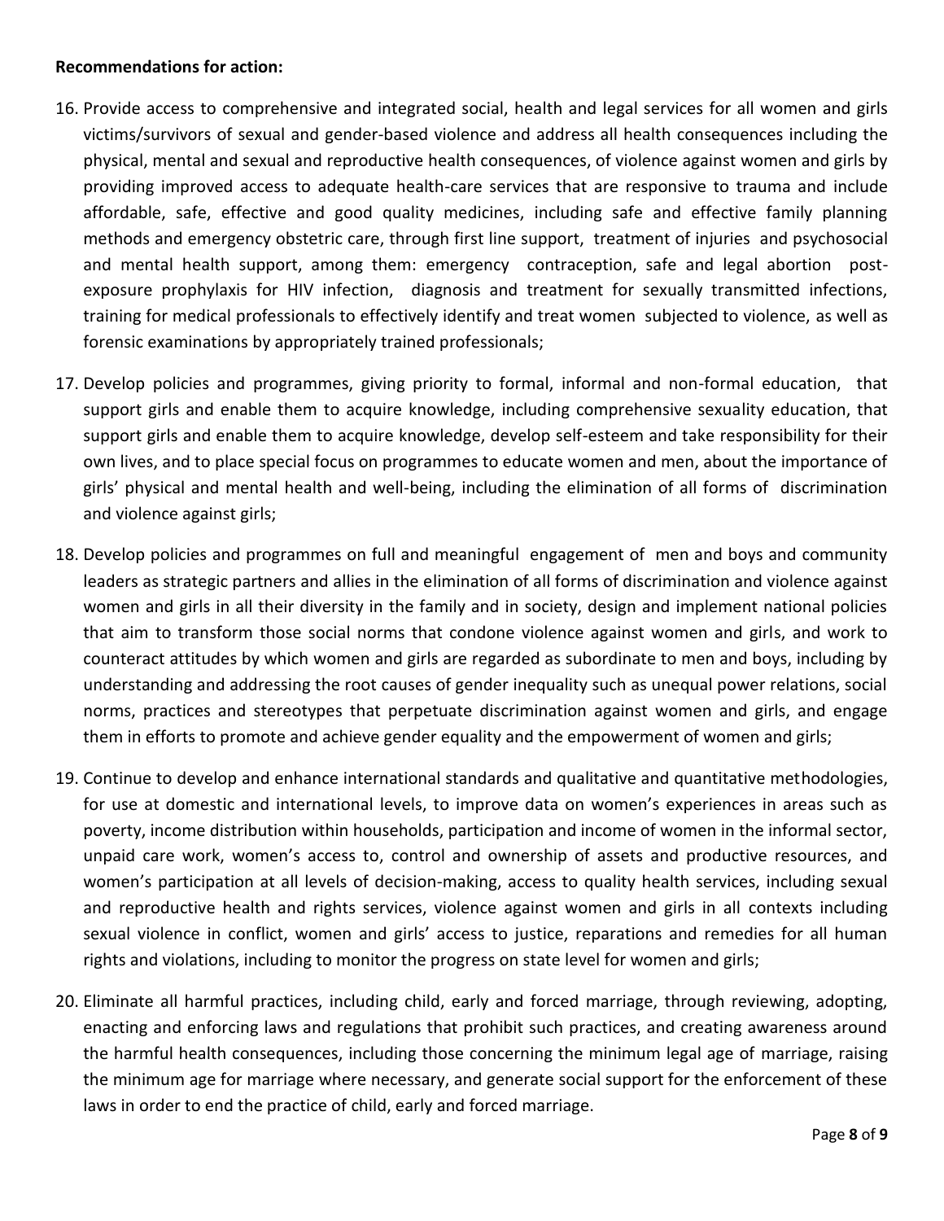**Recommendations for action:**

16. Provide access to comprehensive and integrated social, health and legal services for all women and girls victims/survivors of sexual and gender-based violence and address all health consequences including the physical, mental and sexual and reproductive health consequences, of violence against women and girls by providing improved access to adequate health-care services that are responsive to trauma and include affordable, safe, effective and good quality medicines, including safe and effective family planning methods and emergency obstetric care, through first line support, treatment of injuries and psychosocial and mental health support, among them: emergency contraception, safe and legal abortion post-exposure prophylaxis for HIV infection, diagnosis and treatment for sexually transmitted infections, training for medical professionals to effectively identify and treat women subjected to violence, as well as forensic examinations by appropriately trained professionals;

17. Develop policies and programmes, giving priority to formal, informal and non-formal education, that support girls and enable them to acquire knowledge, including comprehensive sexuality education, that support girls and enable them to acquire knowledge, develop self-esteem and take responsibility for their own lives, and to place special focus on programmes to educate women and men, about the importance of girls' physical and mental health and well-being, including the elimination of all forms of discrimination and violence against girls;

18. Develop policies and programmes on full and meaningful engagement of men and boys and community leaders as strategic partners and allies in the elimination of all forms of discrimination and violence against women and girls in all their diversity in the family and in society, design and implement national policies that aim to transform those social norms that condone violence against women and girls, and work to counteract attitudes by which women and girls are regarded as subordinate to men and boys, including by understanding and addressing the root causes of gender inequality such as unequal power relations, social norms, practices and stereotypes that perpetuate discrimination against women and girls, and engage them in efforts to promote and achieve gender equality and the empowerment of women and girls;

19. Continue to develop and enhance international standards and qualitative and quantitative methodologies, for use at domestic and international levels, to improve data on women's experiences in areas such as poverty, income distribution within households, participation and income of women in the informal sector, unpaid care work, women's access to, control and ownership of assets and productive resources, and women's participation at all levels of decision-making, access to quality health services, including sexual and reproductive health and rights services, violence against women and girls in all contexts including sexual violence in conflict, women and girls' access to justice, reparations and remedies for all human rights and violations, including to monitor the progress on state level for women and girls;

20. Eliminate all harmful practices, including child, early and forced marriage, through reviewing, adopting, enacting and enforcing laws and regulations that prohibit such practices, and creating awareness around the harmful health consequences, including those concerning the minimum legal age of marriage, raising the minimum age for marriage where necessary, and generate social support for the enforcement of these laws in order to end the practice of child, early and forced marriage.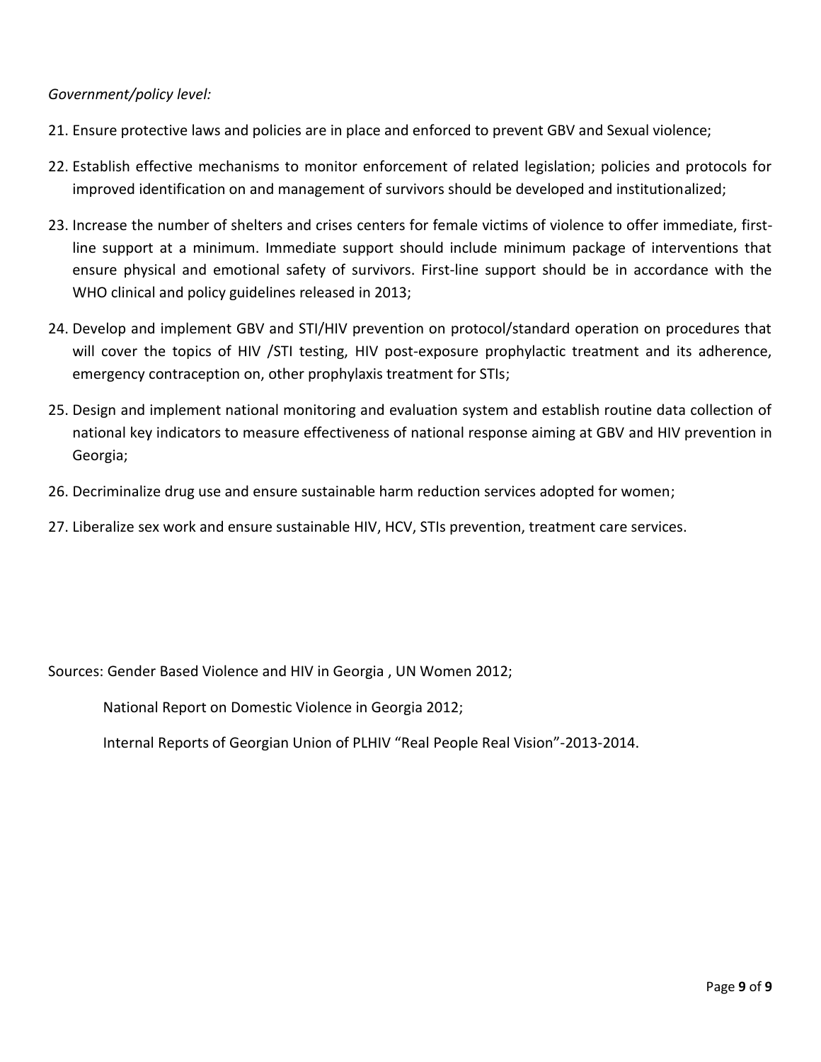*Government/policy level:*

21. Ensure protective laws and policies are in place and enforced to prevent GBV and Sexual violence;
22. Establish effective mechanisms to monitor enforcement of related legislation; policies and protocols for improved identification on and management of survivors should be developed and institutionalized;
23. Increase the number of shelters and crises centers for female victims of violence to offer immediate, first-line support at a minimum. Immediate support should include minimum package of interventions that ensure physical and emotional safety of survivors. First-line support should be in accordance with the WHO clinical and policy guidelines released in 2013;
24. Develop and implement GBV and STI/HIV prevention on protocol/standard operation on procedures that will cover the topics of HIV /STI testing, HIV post-exposure prophylactic treatment and its adherence, emergency contraception on, other prophylaxis treatment for STIs;
25. Design and implement national monitoring and evaluation system and establish routine data collection of national key indicators to measure effectiveness of national response aiming at GBV and HIV prevention in Georgia;
26. Decriminalize drug use and ensure sustainable harm reduction services adopted for women;
27. Liberalize sex work and ensure sustainable HIV, HCV, STIs prevention, treatment care services.

Sources: Gender Based Violence and HIV in Georgia , UN Women 2012;

National Report on Domestic Violence in Georgia 2012;

Internal Reports of Georgian Union of PLHIV "Real People Real Vision"-2013-2014.